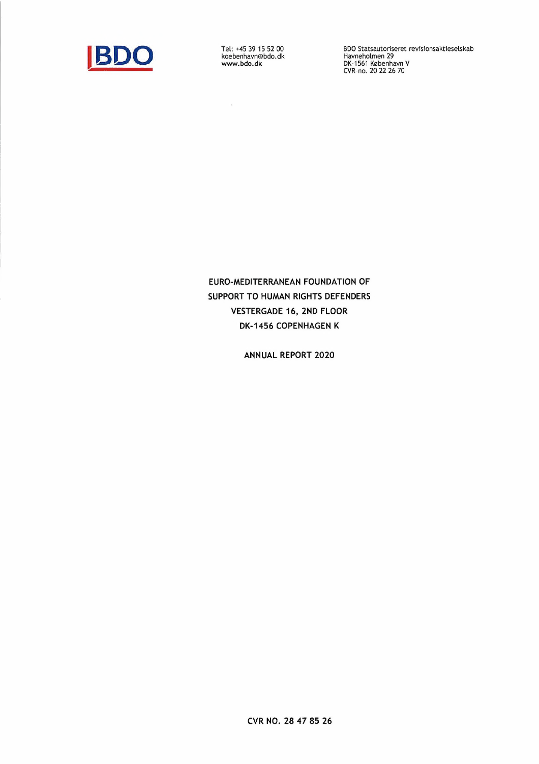BDO

Tel: +45 39 15 52 00
koebenhavn@bdo.dk
www.bdo.dk

BDO Statsautoriseret revisionsaktieselskab
Havneholmen 29
DK-1561 København V
CVR-no. 20 22 26 70

# EURO-MEDITERRANEAN FOUNDATION OF SUPPORT TO HUMAN RIGHTS DEFENDERS

VESTERGADE 16, 2ND FLOOR
DK-1456 COPENHAGEN K

## ANNUAL REPORT 2020

CVR NO. 28 47 85 26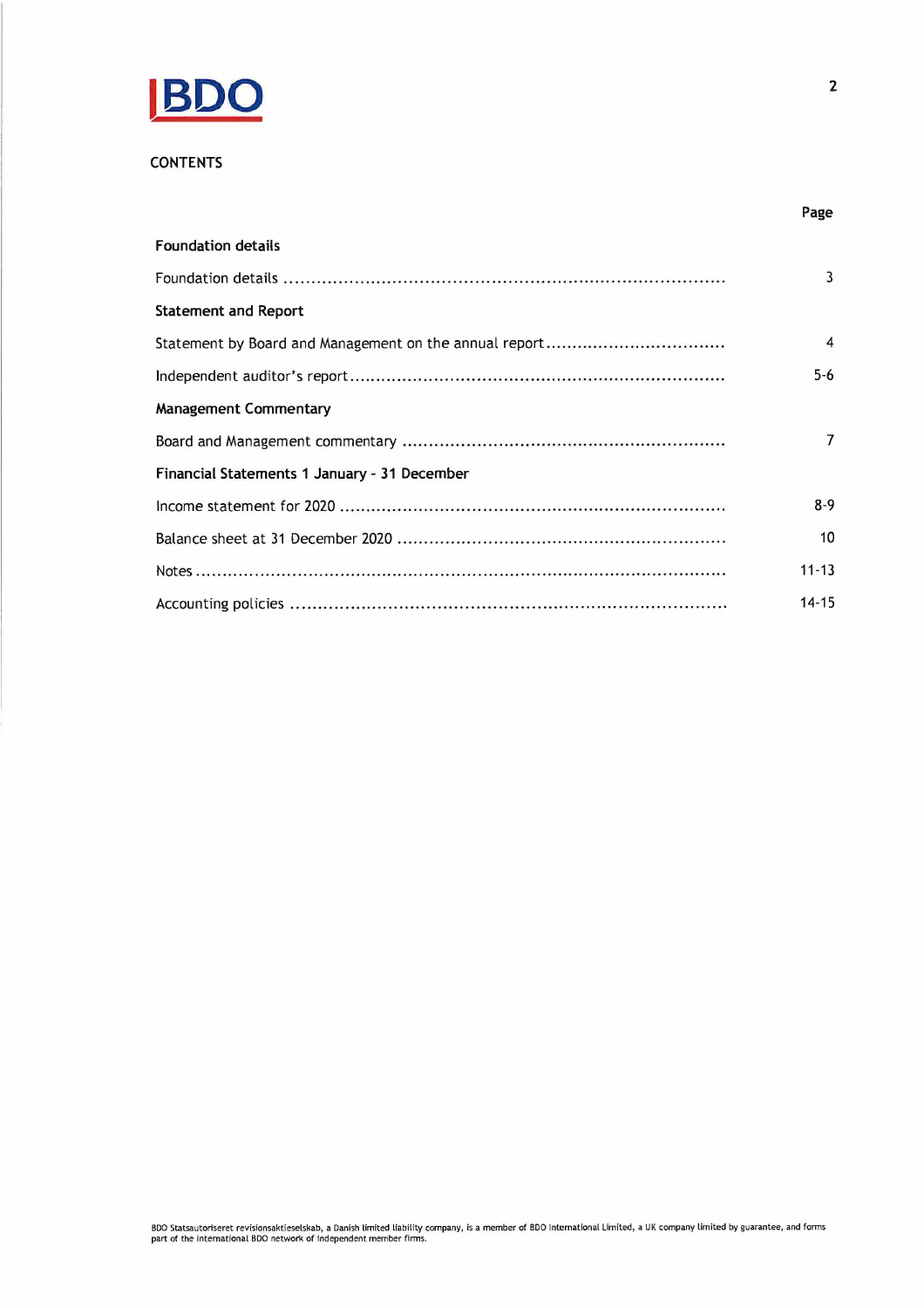# CONTENTS

| | Page |
|---|---|
| **Foundation details** | |
| Foundation details | 3 |
| **Statement and Report** | |
| Statement by Board and Management on the annual report | 4 |
| Independent auditor's report | 5-6 |
| **Management Commentary** | |
| Board and Management commentary | 7 |
| **Financial Statements 1 January - 31 December** | |
| Income statement for 2020 | 8-9 |
| Balance sheet at 31 December 2020 | 10 |
| Notes | 11-13 |
| Accounting policies | 14-15 |

BDO Statsautoriseret revisionsaktieselskab, a Danish limited liability company, is a member of BDO International Limited, a UK company limited by guarantee, and forms part of the international BDO network of independent member firms.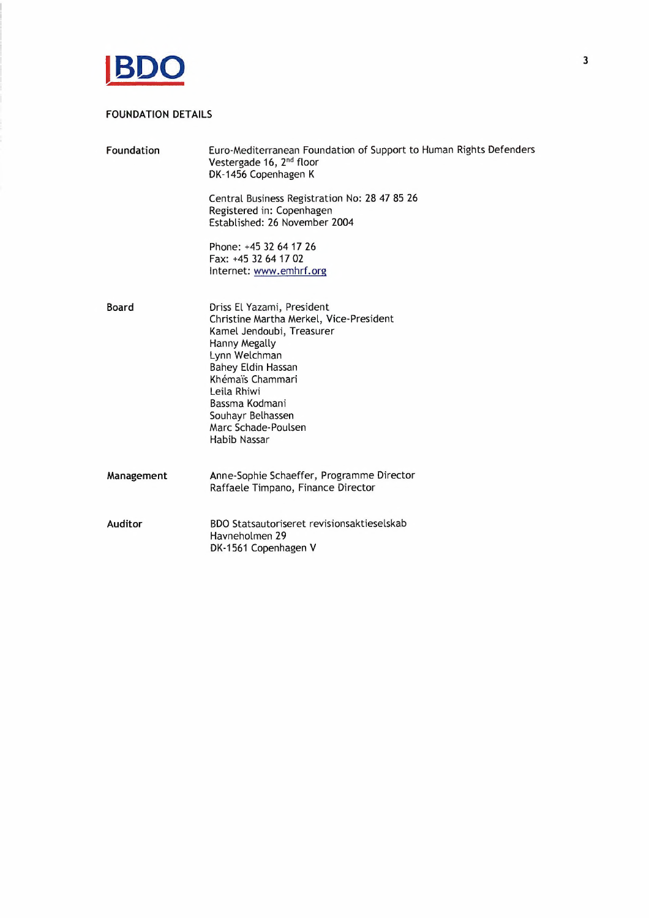## FOUNDATION DETAILS

**Foundation**

Euro-Mediterranean Foundation of Support to Human Rights Defenders
Vestergade 16, 2nd floor
DK-1456 Copenhagen K

Central Business Registration No: 28 47 85 26
Registered in: Copenhagen
Established: 26 November 2004

Phone: +45 32 64 17 26
Fax: +45 32 64 17 02
Internet: www.emhrf.org

**Board**

Driss El Yazami, President
Christine Martha Merkel, Vice-President
Kamel Jendoubi, Treasurer
Hanny Megally
Lynn Welchman
Bahey Eldin Hassan
Khémaïs Chammari
Leila Rhiwi
Bassma Kodmani
Souhayr Belhassen
Marc Schade-Poulsen
Habib Nassar

**Management**

Anne-Sophie Schaeffer, Programme Director
Raffaele Timpano, Finance Director

**Auditor**

BDO Statsautoriseret revisionsaktieselskab
Havneholmen 29
DK-1561 Copenhagen V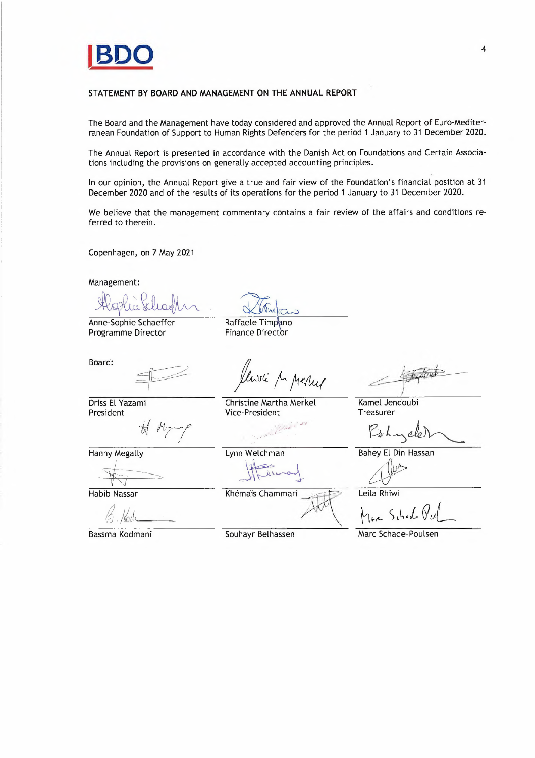## STATEMENT BY BOARD AND MANAGEMENT ON THE ANNUAL REPORT

The Board and the Management have today considered and approved the Annual Report of Euro-Mediterranean Foundation of Support to Human Rights Defenders for the period 1 January to 31 December 2020.

The Annual Report is presented in accordance with the Danish Act on Foundations and Certain Associations including the provisions on generally accepted accounting principles.

In our opinion, the Annual Report give a true and fair view of the Foundation's financial position at 31 December 2020 and of the results of its operations for the period 1 January to 31 December 2020.

We believe that the management commentary contains a fair review of the affairs and conditions referred to therein.

Copenhagen, on 7 May 2021

Management:

| | |
|---|---|
| Anne-Sophie Schaeffer<br>Programme Director | Raffaele Timpano<br>Finance Director |

Board:

| | | |
|---|---|---|
| Driss El Yazami<br>President | Christine Martha Merkel<br>Vice-President | Kamel Jendoubi<br>Treasurer |
| Hanny Megally | Lynn Welchman | Bahey El Din Hassan |
| Habib Nassar | Khémaïs Chammari | Leila Rhiwi |
| Bassma Kodmani | Souhayr Belhassen | Marc Schade-Poulsen |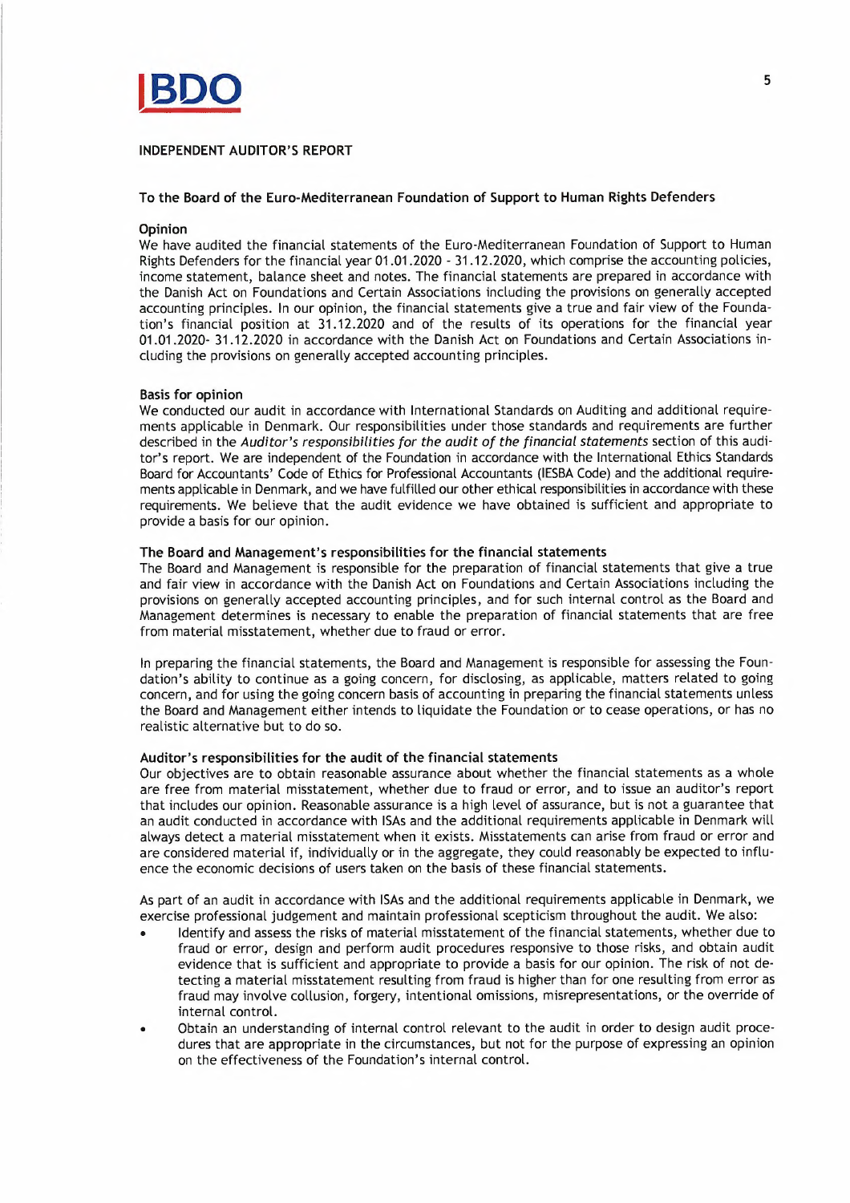# INDEPENDENT AUDITOR'S REPORT

## To the Board of the Euro-Mediterranean Foundation of Support to Human Rights Defenders

### Opinion

We have audited the financial statements of the Euro-Mediterranean Foundation of Support to Human Rights Defenders for the financial year 01.01.2020 - 31.12.2020, which comprise the accounting policies, income statement, balance sheet and notes. The financial statements are prepared in accordance with the Danish Act on Foundations and Certain Associations including the provisions on generally accepted accounting principles. In our opinion, the financial statements give a true and fair view of the Foundation's financial position at 31.12.2020 and of the results of its operations for the financial year 01.01.2020- 31.12.2020 in accordance with the Danish Act on Foundations and Certain Associations including the provisions on generally accepted accounting principles.

### Basis for opinion

We conducted our audit in accordance with International Standards on Auditing and additional requirements applicable in Denmark. Our responsibilities under those standards and requirements are further described in the *Auditor's responsibilities for the audit of the financial statements* section of this auditor's report. We are independent of the Foundation in accordance with the International Ethics Standards Board for Accountants' Code of Ethics for Professional Accountants (IESBA Code) and the additional requirements applicable in Denmark, and we have fulfilled our other ethical responsibilities in accordance with these requirements. We believe that the audit evidence we have obtained is sufficient and appropriate to provide a basis for our opinion.

### The Board and Management's responsibilities for the financial statements

The Board and Management is responsible for the preparation of financial statements that give a true and fair view in accordance with the Danish Act on Foundations and Certain Associations including the provisions on generally accepted accounting principles, and for such internal control as the Board and Management determines is necessary to enable the preparation of financial statements that are free from material misstatement, whether due to fraud or error.

In preparing the financial statements, the Board and Management is responsible for assessing the Foundation's ability to continue as a going concern, for disclosing, as applicable, matters related to going concern, and for using the going concern basis of accounting in preparing the financial statements unless the Board and Management either intends to liquidate the Foundation or to cease operations, or has no realistic alternative but to do so.

### Auditor's responsibilities for the audit of the financial statements

Our objectives are to obtain reasonable assurance about whether the financial statements as a whole are free from material misstatement, whether due to fraud or error, and to issue an auditor's report that includes our opinion. Reasonable assurance is a high level of assurance, but is not a guarantee that an audit conducted in accordance with ISAs and the additional requirements applicable in Denmark will always detect a material misstatement when it exists. Misstatements can arise from fraud or error and are considered material if, individually or in the aggregate, they could reasonably be expected to influence the economic decisions of users taken on the basis of these financial statements.

As part of an audit in accordance with ISAs and the additional requirements applicable in Denmark, we exercise professional judgement and maintain professional scepticism throughout the audit. We also:

- Identify and assess the risks of material misstatement of the financial statements, whether due to fraud or error, design and perform audit procedures responsive to those risks, and obtain audit evidence that is sufficient and appropriate to provide a basis for our opinion. The risk of not detecting a material misstatement resulting from fraud is higher than for one resulting from error as fraud may involve collusion, forgery, intentional omissions, misrepresentations, or the override of internal control.
- Obtain an understanding of internal control relevant to the audit in order to design audit procedures that are appropriate in the circumstances, but not for the purpose of expressing an opinion on the effectiveness of the Foundation's internal control.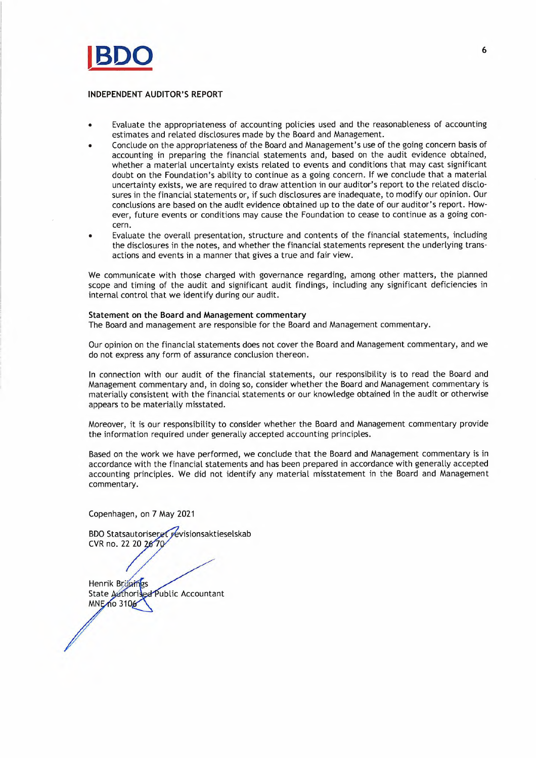INDEPENDENT AUDITOR'S REPORT

- Evaluate the appropriateness of accounting policies used and the reasonableness of accounting estimates and related disclosures made by the Board and Management.
- Conclude on the appropriateness of the Board and Management's use of the going concern basis of accounting in preparing the financial statements and, based on the audit evidence obtained, whether a material uncertainty exists related to events and conditions that may cast significant doubt on the Foundation's ability to continue as a going concern. If we conclude that a material uncertainty exists, we are required to draw attention in our auditor's report to the related disclosures in the financial statements or, if such disclosures are inadequate, to modify our opinion. Our conclusions are based on the audit evidence obtained up to the date of our auditor's report. However, future events or conditions may cause the Foundation to cease to continue as a going concern.
- Evaluate the overall presentation, structure and contents of the financial statements, including the disclosures in the notes, and whether the financial statements represent the underlying transactions and events in a manner that gives a true and fair view.

We communicate with those charged with governance regarding, among other matters, the planned scope and timing of the audit and significant audit findings, including any significant deficiencies in internal control that we identify during our audit.

**Statement on the Board and Management commentary**

The Board and management are responsible for the Board and Management commentary.

Our opinion on the financial statements does not cover the Board and Management commentary, and we do not express any form of assurance conclusion thereon.

In connection with our audit of the financial statements, our responsibility is to read the Board and Management commentary and, in doing so, consider whether the Board and Management commentary is materially consistent with the financial statements or our knowledge obtained in the audit or otherwise appears to be materially misstated.

Moreover, it is our responsibility to consider whether the Board and Management commentary provide the information required under generally accepted accounting principles.

Based on the work we have performed, we conclude that the Board and Management commentary is in accordance with the financial statements and has been prepared in accordance with generally accepted accounting principles. We did not identify any material misstatement in the Board and Management commentary.

Copenhagen, on 7 May 2021

BDO Statsautoriseret revisionsaktieselskab
CVR no. 22 20 26 70

Henrik Brünings
State Authorised Public Accountant
MNE no 3106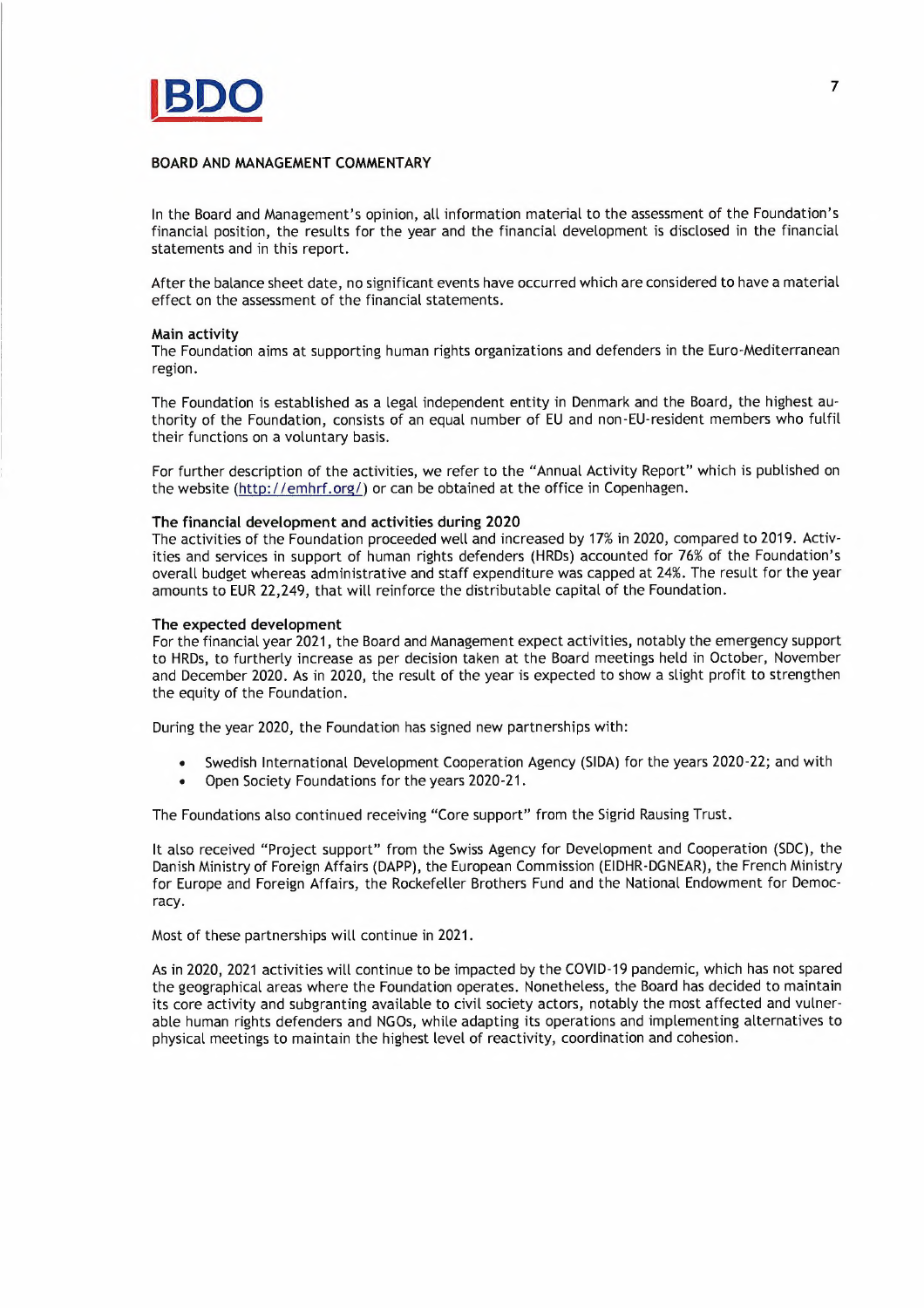## BOARD AND MANAGEMENT COMMENTARY

In the Board and Management's opinion, all information material to the assessment of the Foundation's financial position, the results for the year and the financial development is disclosed in the financial statements and in this report.

After the balance sheet date, no significant events have occurred which are considered to have a material effect on the assessment of the financial statements.

### Main activity

The Foundation aims at supporting human rights organizations and defenders in the Euro-Mediterranean region.

The Foundation is established as a legal independent entity in Denmark and the Board, the highest authority of the Foundation, consists of an equal number of EU and non-EU-resident members who fulfil their functions on a voluntary basis.

For further description of the activities, we refer to the "Annual Activity Report" which is published on the website (http://emhrf.org/) or can be obtained at the office in Copenhagen.

### The financial development and activities during 2020

The activities of the Foundation proceeded well and increased by 17% in 2020, compared to 2019. Activities and services in support of human rights defenders (HRDs) accounted for 76% of the Foundation's overall budget whereas administrative and staff expenditure was capped at 24%. The result for the year amounts to EUR 22,249, that will reinforce the distributable capital of the Foundation.

### The expected development

For the financial year 2021, the Board and Management expect activities, notably the emergency support to HRDs, to furtherly increase as per decision taken at the Board meetings held in October, November and December 2020. As in 2020, the result of the year is expected to show a slight profit to strengthen the equity of the Foundation.

During the year 2020, the Foundation has signed new partnerships with:

- Swedish International Development Cooperation Agency (SIDA) for the years 2020-22; and with
- Open Society Foundations for the years 2020-21.

The Foundations also continued receiving "Core support" from the Sigrid Rausing Trust.

It also received "Project support" from the Swiss Agency for Development and Cooperation (SDC), the Danish Ministry of Foreign Affairs (DAPP), the European Commission (EIDHR-DGNEAR), the French Ministry for Europe and Foreign Affairs, the Rockefeller Brothers Fund and the National Endowment for Democracy.

Most of these partnerships will continue in 2021.

As in 2020, 2021 activities will continue to be impacted by the COVID-19 pandemic, which has not spared the geographical areas where the Foundation operates. Nonetheless, the Board has decided to maintain its core activity and subgranting available to civil society actors, notably the most affected and vulnerable human rights defenders and NGOs, while adapting its operations and implementing alternatives to physical meetings to maintain the highest level of reactivity, coordination and cohesion.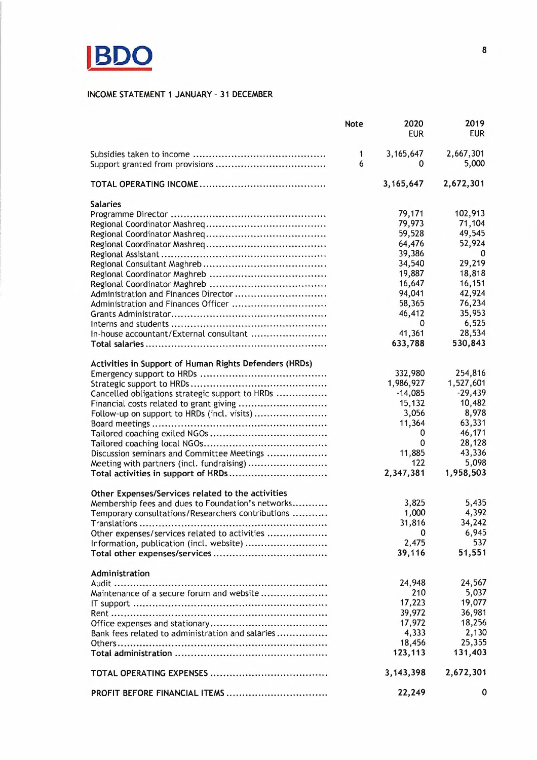INCOME STATEMENT 1 JANUARY - 31 DECEMBER

| | Note | 2020 EUR | 2019 EUR |
|---|---|---|---|
| Subsidies taken to income | 1 | 3,165,647 | 2,667,301 |
| Support granted from provisions | 6 | 0 | 5,000 |
| **TOTAL OPERATING INCOME** | | **3,165,647** | **2,672,301** |
| **Salaries** | | | |
| Programme Director | | 79,171 | 102,913 |
| Regional Coordinator Mashreq | | 79,973 | 71,104 |
| Regional Coordinator Mashreq | | 59,528 | 49,545 |
| Regional Coordinator Mashreq | | 64,476 | 52,924 |
| Regional Assistant | | 39,386 | 0 |
| Regional Consultant Maghreb | | 34,540 | 29,219 |
| Regional Coordinator Maghreb | | 19,887 | 18,818 |
| Regional Coordinator Maghreb | | 16,647 | 16,151 |
| Administration and Finances Director | | 94,041 | 42,924 |
| Administration and Finances Officer | | 58,365 | 76,234 |
| Grants Administrator | | 46,412 | 35,953 |
| Interns and students | | 0 | 6,525 |
| In-house accountant/External consultant | | 41,361 | 28,534 |
| **Total salaries** | | **633,788** | **530,843** |
| **Activities in Support of Human Rights Defenders (HRDs)** | | | |
| Emergency support to HRDs | | 332,980 | 254,816 |
| Strategic support to HRDs | | 1,986,927 | 1,527,601 |
| Cancelled obligations strategic support to HRDs | | -14,085 | -29,439 |
| Financial costs related to grant giving | | 15,132 | 10,482 |
| Follow-up on support to HRDs (incl. visits) | | 3,056 | 8,978 |
| Board meetings | | 11,364 | 63,331 |
| Tailored coaching exiled NGOs | | 0 | 46,171 |
| Tailored coaching local NGOs | | 0 | 28,128 |
| Discussion seminars and Committee Meetings | | 11,885 | 43,336 |
| Meeting with partners (incl. fundraising) | | 122 | 5,098 |
| **Total activities in support of HRDs** | | **2,347,381** | **1,958,503** |
| **Other Expenses/Services related to the activities** | | | |
| Membership fees and dues to Foundation's networks | | 3,825 | 5,435 |
| Temporary consultations/Researchers contributions | | 1,000 | 4,392 |
| Translations | | 31,816 | 34,242 |
| Other expenses/services related to activities | | 0 | 6,945 |
| Information, publication (incl. website) | | 2,475 | 537 |
| **Total other expenses/services** | | **39,116** | **51,551** |
| **Administration** | | | |
| Audit | | 24,948 | 24,567 |
| Maintenance of a secure forum and website | | 210 | 5,037 |
| IT support | | 17,223 | 19,077 |
| Rent | | 39,972 | 36,981 |
| Office expenses and stationary | | 17,972 | 18,256 |
| Bank fees related to administration and salaries | | 4,333 | 2,130 |
| Others | | 18,456 | 25,355 |
| **Total administration** | | **123,113** | **131,403** |
| **TOTAL OPERATING EXPENSES** | | **3,143,398** | **2,672,301** |
| **PROFIT BEFORE FINANCIAL ITEMS** | | **22,249** | **0** |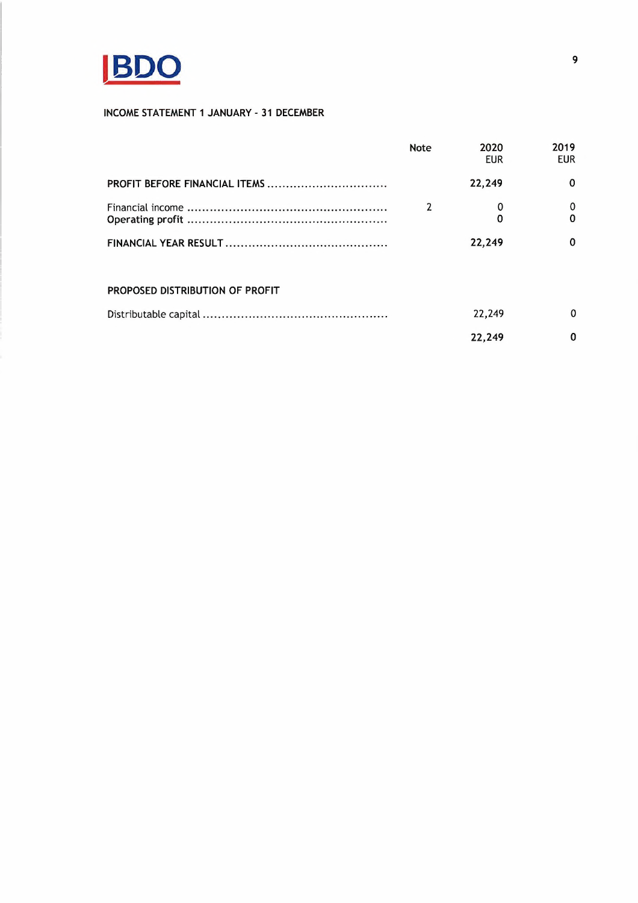## INCOME STATEMENT 1 JANUARY - 31 DECEMBER

| | Note | 2020 EUR | 2019 EUR |
|---|---|---|---|
| **PROFIT BEFORE FINANCIAL ITEMS** | | **22,249** | **0** |
| Financial income | 2 | 0 | 0 |
| **Operating profit** | | **0** | **0** |
| **FINANCIAL YEAR RESULT** | | **22,249** | **0** |
| | | | |
| **PROPOSED DISTRIBUTION OF PROFIT** | | | |
| Distributable capital | | 22,249 | 0 |
| | | **22,249** | **0** |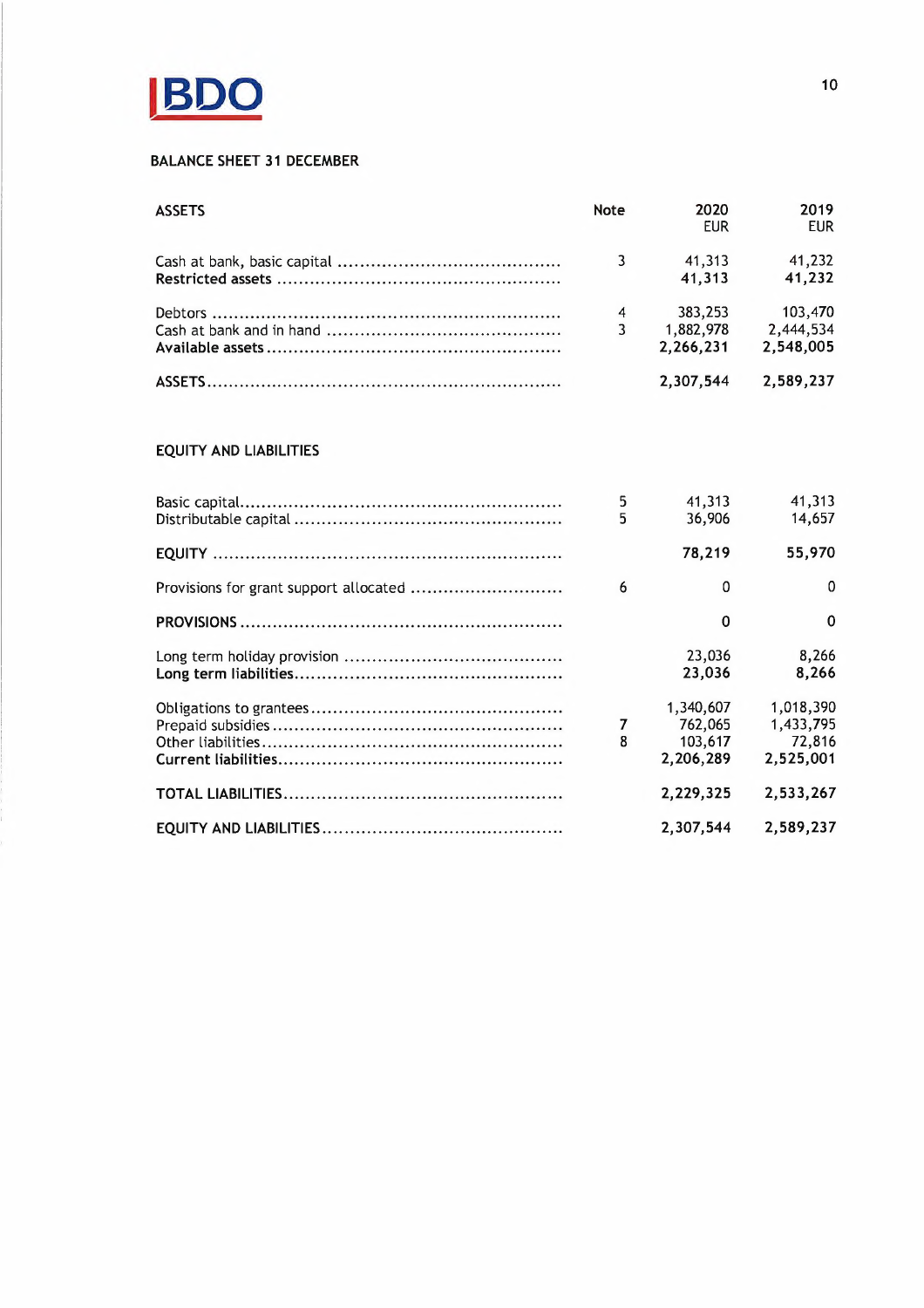BDO

## BALANCE SHEET 31 DECEMBER

| ASSETS | Note | 2020 EUR | 2019 EUR |
|---|---|---|---|
| Cash at bank, basic capital | 3 | 41,313 | 41,232 |
| **Restricted assets** | | **41,313** | **41,232** |
| Debtors | 4 | 383,253 | 103,470 |
| Cash at bank and in hand | 3 | 1,882,978 | 2,444,534 |
| **Available assets** | | **2,266,231** | **2,548,005** |
| ASSETS | | **2,307,544** | **2,589,237** |

| EQUITY AND LIABILITIES | Note | 2020 EUR | 2019 EUR |
|---|---|---|---|
| Basic capital | 5 | 41,313 | 41,313 |
| Distributable capital | 5 | 36,906 | 14,657 |
| **EQUITY** | | **78,219** | **55,970** |
| Provisions for grant support allocated | 6 | 0 | 0 |
| **PROVISIONS** | | **0** | **0** |
| Long term holiday provision | | 23,036 | 8,266 |
| **Long term liabilities** | | **23,036** | **8,266** |
| Obligations to grantees | | 1,340,607 | 1,018,390 |
| Prepaid subsidies | 7 | 762,065 | 1,433,795 |
| Other liabilities | 8 | 103,617 | 72,816 |
| **Current liabilities** | | **2,206,289** | **2,525,001** |
| **TOTAL LIABILITIES** | | **2,229,325** | **2,533,267** |
| **EQUITY AND LIABILITIES** | | **2,307,544** | **2,589,237** |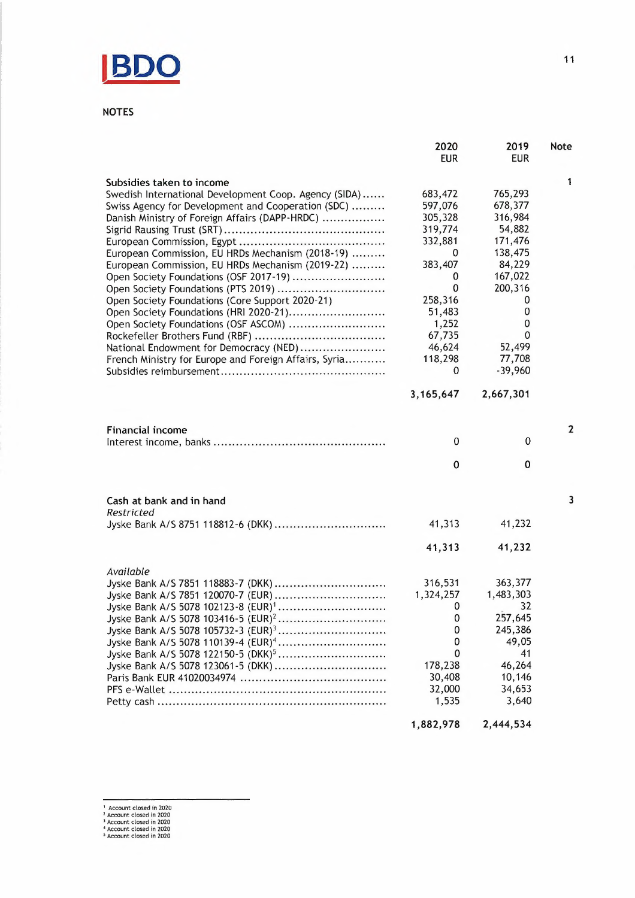NOTES

| | 2020 EUR | 2019 EUR | Note |
|---|---|---|---|
| **Subsidies taken to income** | | | 1 |
| Swedish International Development Coop. Agency (SIDA) | 683,472 | 765,293 | |
| Swiss Agency for Development and Cooperation (SDC) | 597,076 | 678,377 | |
| Danish Ministry of Foreign Affairs (DAPP-HRDC) | 305,328 | 316,984 | |
| Sigrid Rausing Trust (SRT) | 319,774 | 54,882 | |
| European Commission, Egypt | 332,881 | 171,476 | |
| European Commission, EU HRDs Mechanism (2018-19) | 0 | 138,475 | |
| European Commission, EU HRDs Mechanism (2019-22) | 383,407 | 84,229 | |
| Open Society Foundations (OSF 2017-19) | 0 | 167,022 | |
| Open Society Foundations (PTS 2019) | 0 | 200,316 | |
| Open Society Foundations (Core Support 2020-21) | 258,316 | 0 | |
| Open Society Foundations (HRI 2020-21) | 51,483 | 0 | |
| Open Society Foundations (OSF ASCOM) | 1,252 | 0 | |
| Rockefeller Brothers Fund (RBF) | 67,735 | 0 | |
| National Endowment for Democracy (NED) | 46,624 | 52,499 | |
| French Ministry for Europe and Foreign Affairs, Syria | 118,298 | 77,708 | |
| Subsidies reimbursement | 0 | -39,960 | |
| | **3,165,647** | **2,667,301** | |
| **Financial income** | | | 2 |
| Interest income, banks | 0 | 0 | |
| | **0** | **0** | |
| **Cash at bank and in hand** | | | 3 |
| *Restricted* | | | |
| Jyske Bank A/S 8751 118812-6 (DKK) | 41,313 | 41,232 | |
| | **41,313** | **41,232** | |
| *Available* | | | |
| Jyske Bank A/S 7851 118883-7 (DKK) | 316,531 | 363,377 | |
| Jyske Bank A/S 7851 120070-7 (EUR) | 1,324,257 | 1,483,303 | |
| Jyske Bank A/S 5078 102123-8 (EUR)[1] | 0 | 32 | |
| Jyske Bank A/S 5078 103416-5 (EUR)[2] | 0 | 257,645 | |
| Jyske Bank A/S 5078 105732-3 (EUR)[3] | 0 | 245,386 | |
| Jyske Bank A/S 5078 110139-4 (EUR)[4] | 0 | 49,05 | |
| Jyske Bank A/S 5078 122150-5 (DKK)[5] | 0 | 41 | |
| Jyske Bank A/S 5078 123061-5 (DKK) | 178,238 | 46,264 | |
| Paris Bank EUR 41020034974 | 30,408 | 10,146 | |
| PFS e-Wallet | 32,000 | 34,653 | |
| Petty cash | 1,535 | 3,640 | |
| | **1,882,978** | **2,444,534** | |

[1] Account closed in 2020
[2] Account closed in 2020
[3] Account closed in 2020
[4] Account closed in 2020
[5] Account closed in 2020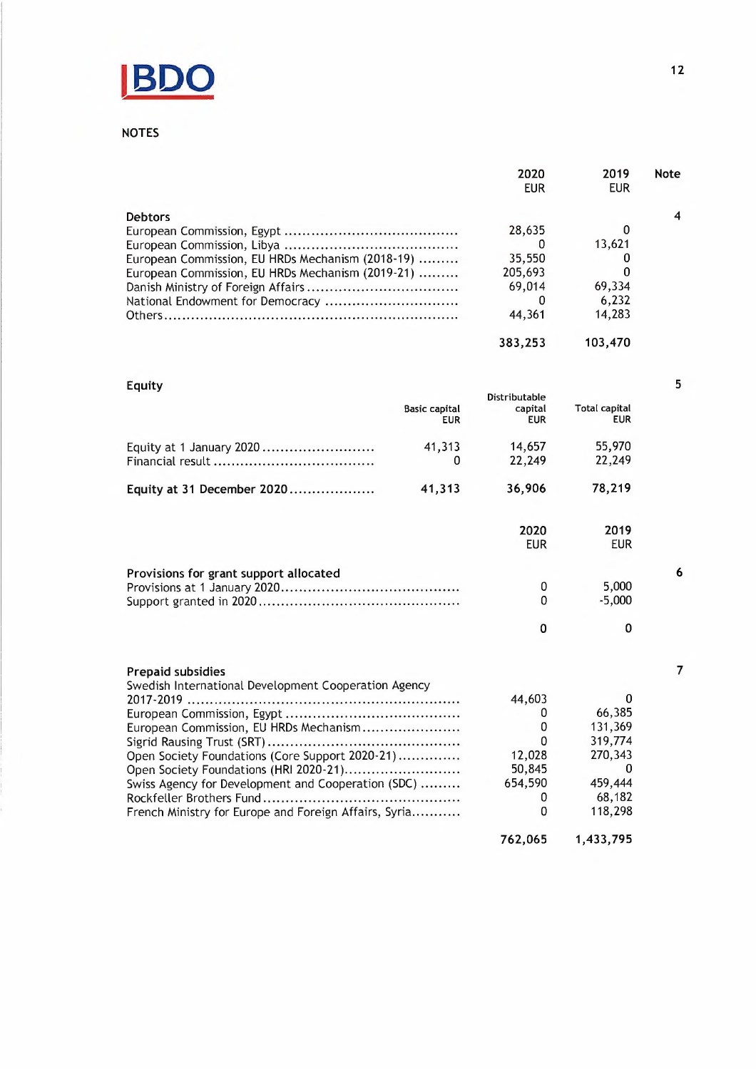## NOTES

| | 2020 EUR | 2019 EUR | Note |
|---|---|---|---|
| **Debtors** | | | 4 |
| European Commission, Egypt | 28,635 | 0 | |
| European Commission, Libya | 0 | 13,621 | |
| European Commission, EU HRDs Mechanism (2018-19) | 35,550 | 0 | |
| European Commission, EU HRDs Mechanism (2019-21) | 205,693 | 0 | |
| Danish Ministry of Foreign Affairs | 69,014 | 69,334 | |
| National Endowment for Democracy | 0 | 6,232 | |
| Others | 44,361 | 14,283 | |
| | **383,253** | **103,470** | |

| **Equity** | Basic capital EUR | Distributable capital EUR | Total capital EUR | 5 |
|---|---|---|---|---|
| Equity at 1 January 2020 | 41,313 | 14,657 | 55,970 | |
| Financial result | 0 | 22,249 | 22,249 | |
| **Equity at 31 December 2020** | **41,313** | **36,906** | **78,219** | |

| | 2020 EUR | 2019 EUR | Note |
|---|---|---|---|
| **Provisions for grant support allocated** | | | 6 |
| Provisions at 1 January 2020 | 0 | 5,000 | |
| Support granted in 2020 | 0 | -5,000 | |
| | **0** | **0** | |
| **Prepaid subsidies** | | | 7 |
| Swedish International Development Cooperation Agency 2017-2019 | 44,603 | 0 | |
| European Commission, Egypt | 0 | 66,385 | |
| European Commission, EU HRDs Mechanism | 0 | 131,369 | |
| Sigrid Rausing Trust (SRT) | 0 | 319,774 | |
| Open Society Foundations (Core Support 2020-21) | 12,028 | 270,343 | |
| Open Society Foundations (HRI 2020-21) | 50,845 | 0 | |
| Swiss Agency for Development and Cooperation (SDC) | 654,590 | 459,444 | |
| Rockfeller Brothers Fund | 0 | 68,182 | |
| French Ministry for Europe and Foreign Affairs, Syria | 0 | 118,298 | |
| | **762,065** | **1,433,795** | |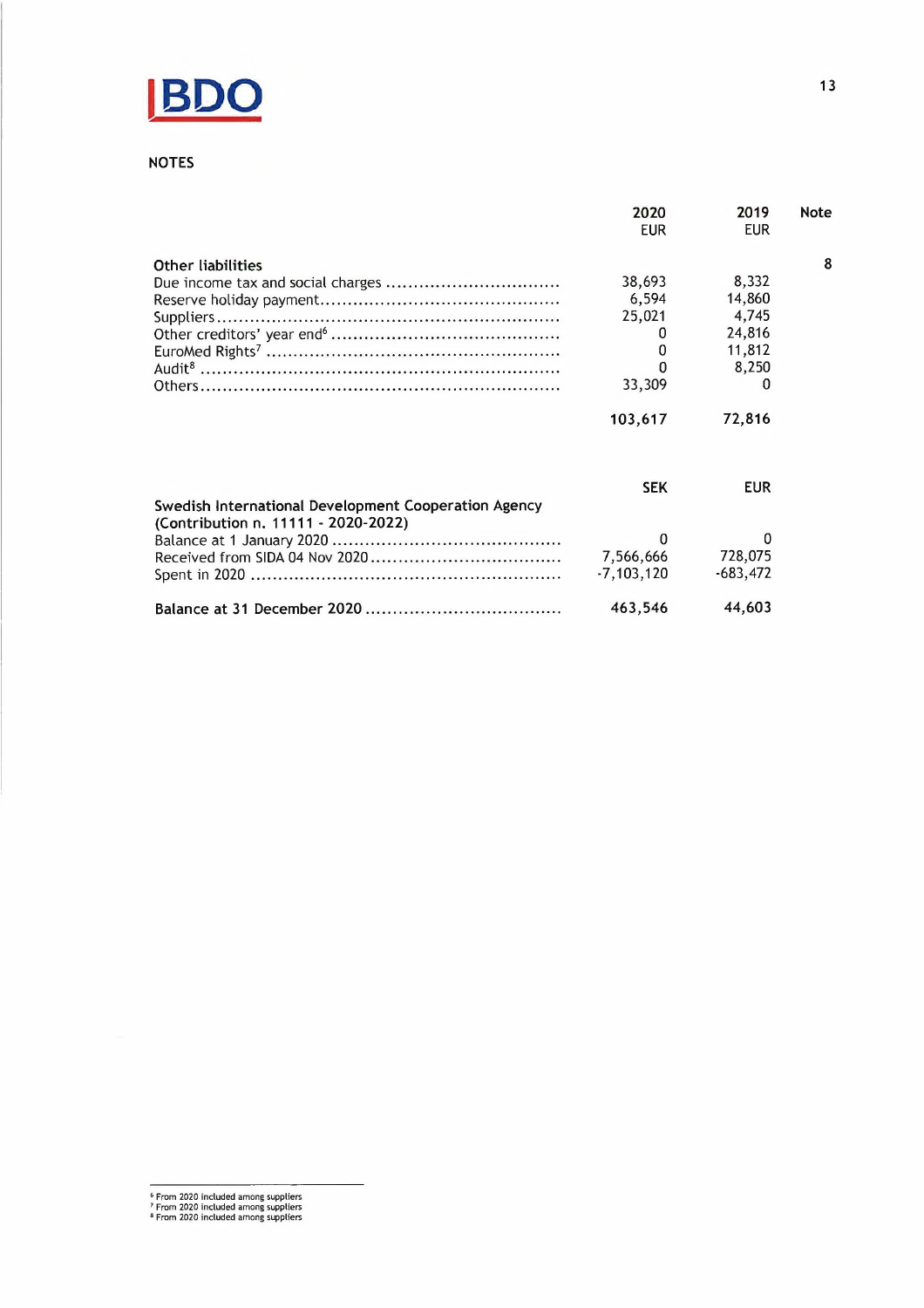NOTES

| | 2020 EUR | 2019 EUR | Note |
|---|---|---|---|
| **Other liabilities** | | | 8 |
| Due income tax and social charges | 38,693 | 8,332 | |
| Reserve holiday payment | 6,594 | 14,860 | |
| Suppliers | 25,021 | 4,745 | |
| Other creditors' year end[6] | 0 | 24,816 | |
| EuroMed Rights[7] | 0 | 11,812 | |
| Audit[8] | 0 | 8,250 | |
| Others | 33,309 | 0 | |
| | **103,617** | **72,816** | |

| | SEK | EUR |
|---|---|---|
| **Swedish International Development Cooperation Agency (Contribution n. 11111 - 2020-2022)** | | |
| Balance at 1 January 2020 | 0 | 0 |
| Received from SIDA 04 Nov 2020 | 7,566,666 | 728,075 |
| Spent in 2020 | -7,103,120 | -683,472 |
| **Balance at 31 December 2020** | **463,546** | **44,603** |

[6] From 2020 included among suppliers
[7] From 2020 included among suppliers
[8] From 2020 included among suppliers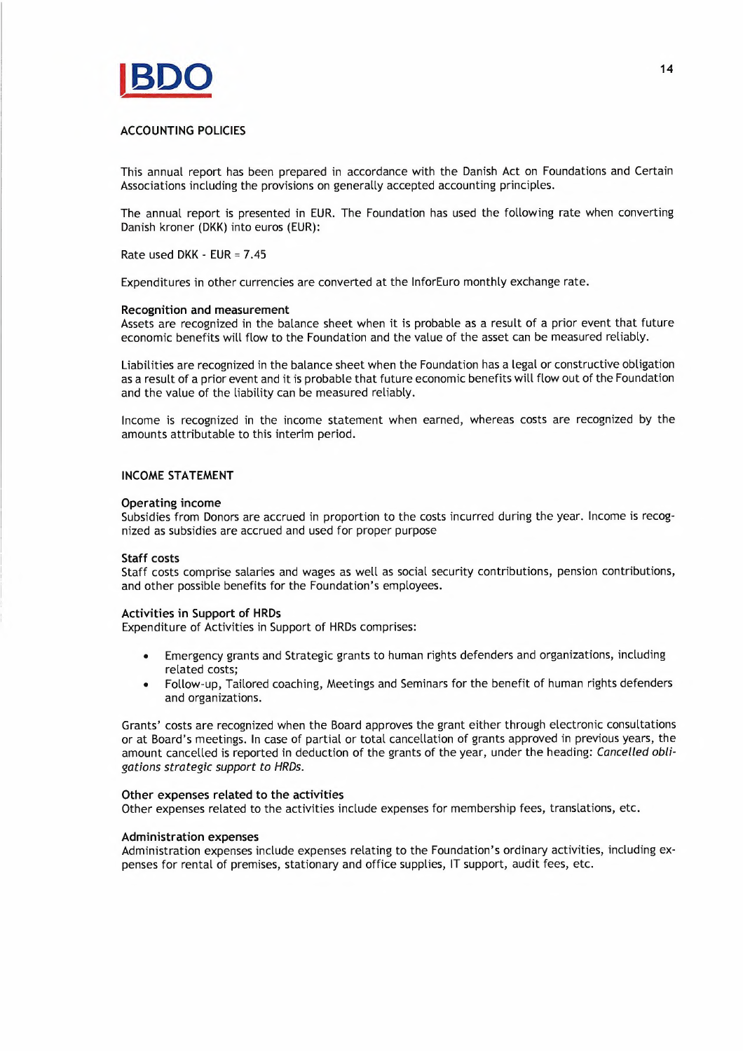## ACCOUNTING POLICIES

This annual report has been prepared in accordance with the Danish Act on Foundations and Certain Associations including the provisions on generally accepted accounting principles.

The annual report is presented in EUR. The Foundation has used the following rate when converting Danish kroner (DKK) into euros (EUR):

Rate used DKK - EUR = 7.45

Expenditures in other currencies are converted at the InforEuro monthly exchange rate.

### Recognition and measurement

Assets are recognized in the balance sheet when it is probable as a result of a prior event that future economic benefits will flow to the Foundation and the value of the asset can be measured reliably.

Liabilities are recognized in the balance sheet when the Foundation has a legal or constructive obligation as a result of a prior event and it is probable that future economic benefits will flow out of the Foundation and the value of the liability can be measured reliably.

Income is recognized in the income statement when earned, whereas costs are recognized by the amounts attributable to this interim period.

## INCOME STATEMENT

### Operating income

Subsidies from Donors are accrued in proportion to the costs incurred during the year. Income is recognized as subsidies are accrued and used for proper purpose

### Staff costs

Staff costs comprise salaries and wages as well as social security contributions, pension contributions, and other possible benefits for the Foundation's employees.

### Activities in Support of HRDs

Expenditure of Activities in Support of HRDs comprises:

- Emergency grants and Strategic grants to human rights defenders and organizations, including related costs;
- Follow-up, Tailored coaching, Meetings and Seminars for the benefit of human rights defenders and organizations.

Grants' costs are recognized when the Board approves the grant either through electronic consultations or at Board's meetings. In case of partial or total cancellation of grants approved in previous years, the amount cancelled is reported in deduction of the grants of the year, under the heading: *Cancelled obligations strategic support to HRDs.*

### Other expenses related to the activities

Other expenses related to the activities include expenses for membership fees, translations, etc.

### Administration expenses

Administration expenses include expenses relating to the Foundation's ordinary activities, including expenses for rental of premises, stationary and office supplies, IT support, audit fees, etc.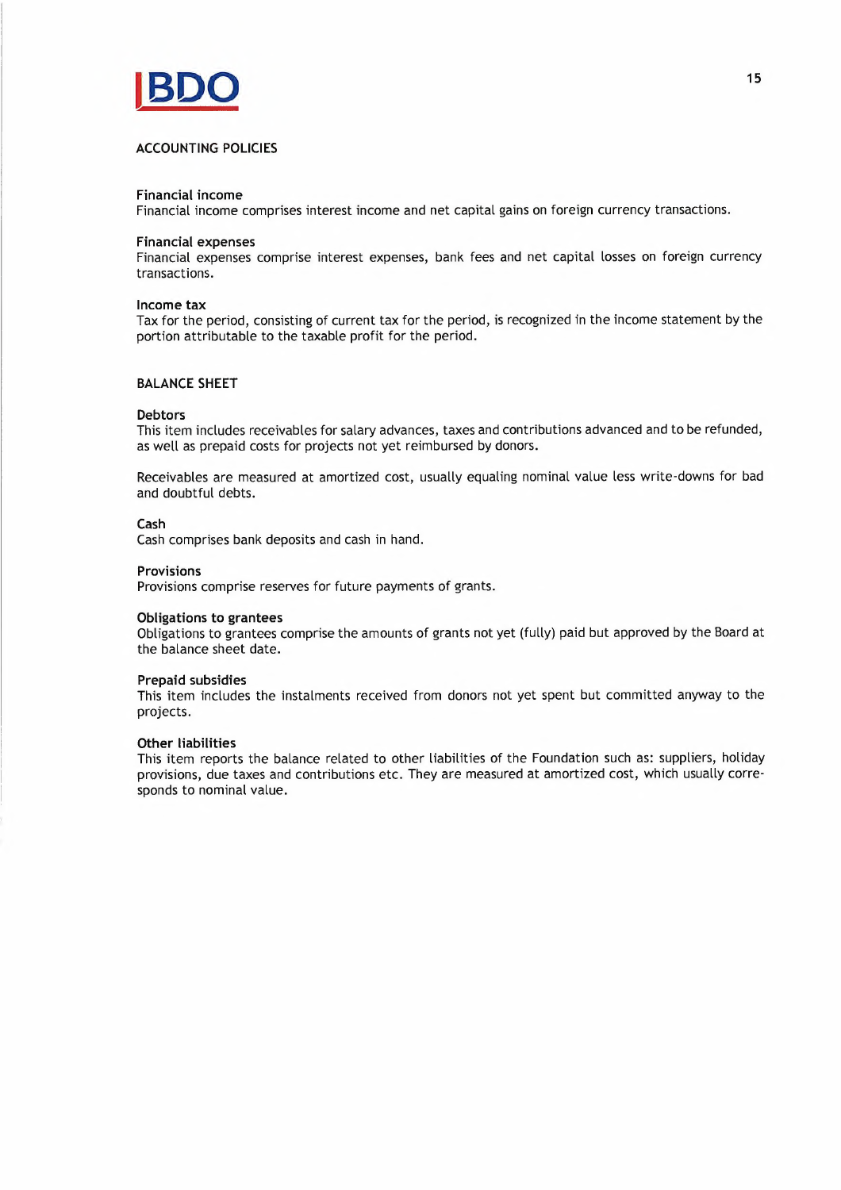## ACCOUNTING POLICIES

### Financial income

Financial income comprises interest income and net capital gains on foreign currency transactions.

### Financial expenses

Financial expenses comprise interest expenses, bank fees and net capital losses on foreign currency transactions.

### Income tax

Tax for the period, consisting of current tax for the period, is recognized in the income statement by the portion attributable to the taxable profit for the period.

## BALANCE SHEET

### Debtors

This item includes receivables for salary advances, taxes and contributions advanced and to be refunded, as well as prepaid costs for projects not yet reimbursed by donors.

Receivables are measured at amortized cost, usually equaling nominal value less write-downs for bad and doubtful debts.

### Cash

Cash comprises bank deposits and cash in hand.

### Provisions

Provisions comprise reserves for future payments of grants.

### Obligations to grantees

Obligations to grantees comprise the amounts of grants not yet (fully) paid but approved by the Board at the balance sheet date.

### Prepaid subsidies

This item includes the instalments received from donors not yet spent but committed anyway to the projects.

### Other liabilities

This item reports the balance related to other liabilities of the Foundation such as: suppliers, holiday provisions, due taxes and contributions etc. They are measured at amortized cost, which usually corresponds to nominal value.